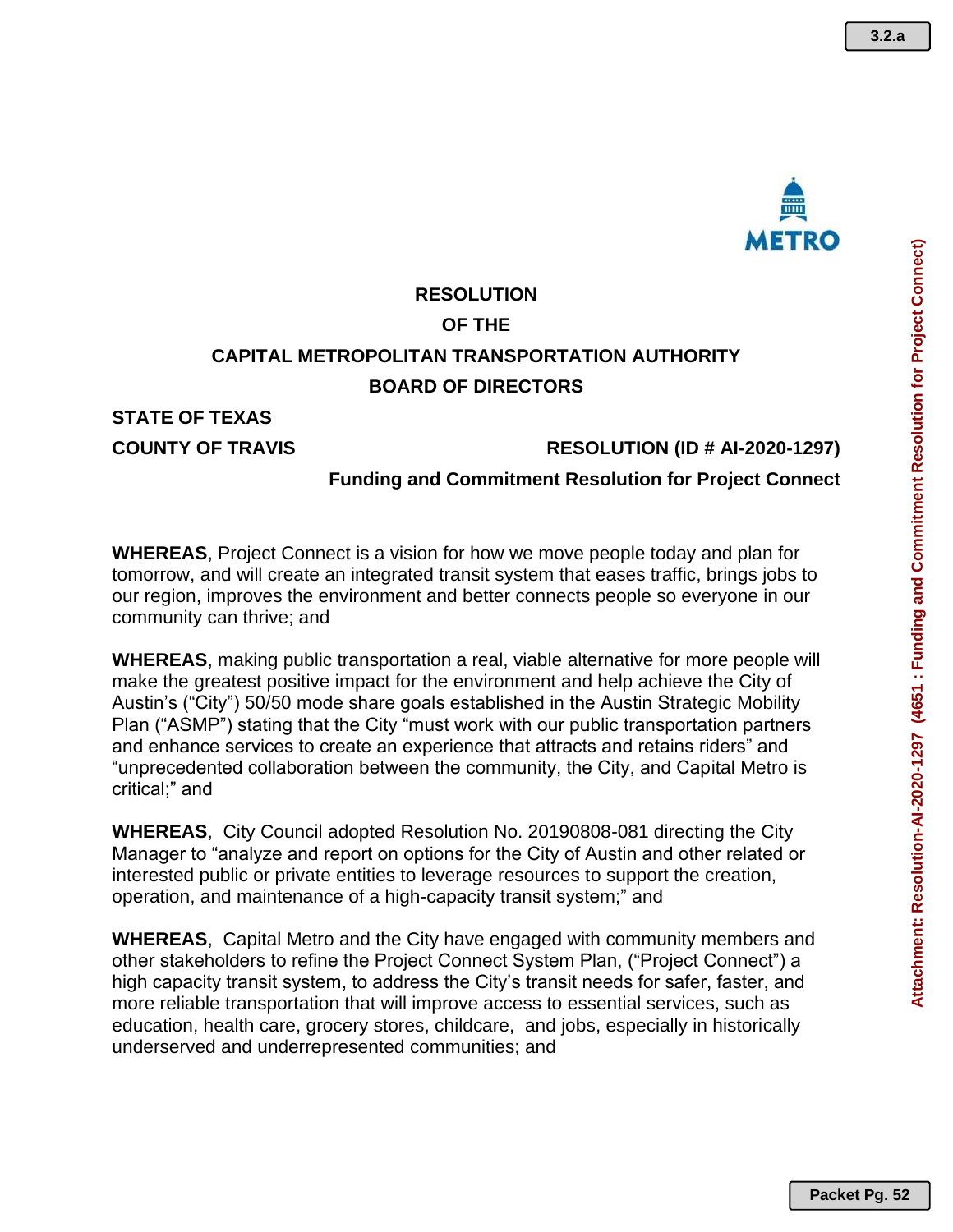# RESOLUTION

# OF THE

# CAPITAL METROPOLITAN TRANSPORTATION AUTHORITY

# BOARD OF DIRECTORS

**STATE OF TEXAS**

**COUNTY OF TRAVIS** **RESOLUTION (ID # AI-2020-1297)**

**Funding and Commitment Resolution for Project Connect**

**WHEREAS**, Project Connect is a vision for how we move people today and plan for tomorrow, and will create an integrated transit system that eases traffic, brings jobs to our region, improves the environment and better connects people so everyone in our community can thrive; and

**WHEREAS**, making public transportation a real, viable alternative for more people will make the greatest positive impact for the environment and help achieve the City of Austin's ("City") 50/50 mode share goals established in the Austin Strategic Mobility Plan ("ASMP") stating that the City "must work with our public transportation partners and enhance services to create an experience that attracts and retains riders" and "unprecedented collaboration between the community, the City, and Capital Metro is critical;" and

**WHEREAS**, City Council adopted Resolution No. 20190808-081 directing the City Manager to "analyze and report on options for the City of Austin and other related or interested public or private entities to leverage resources to support the creation, operation, and maintenance of a high-capacity transit system;" and

**WHEREAS**, Capital Metro and the City have engaged with community members and other stakeholders to refine the Project Connect System Plan, ("Project Connect") a high capacity transit system, to address the City's transit needs for safer, faster, and more reliable transportation that will improve access to essential services, such as education, health care, grocery stores, childcare, and jobs, especially in historically underserved and underrepresented communities; and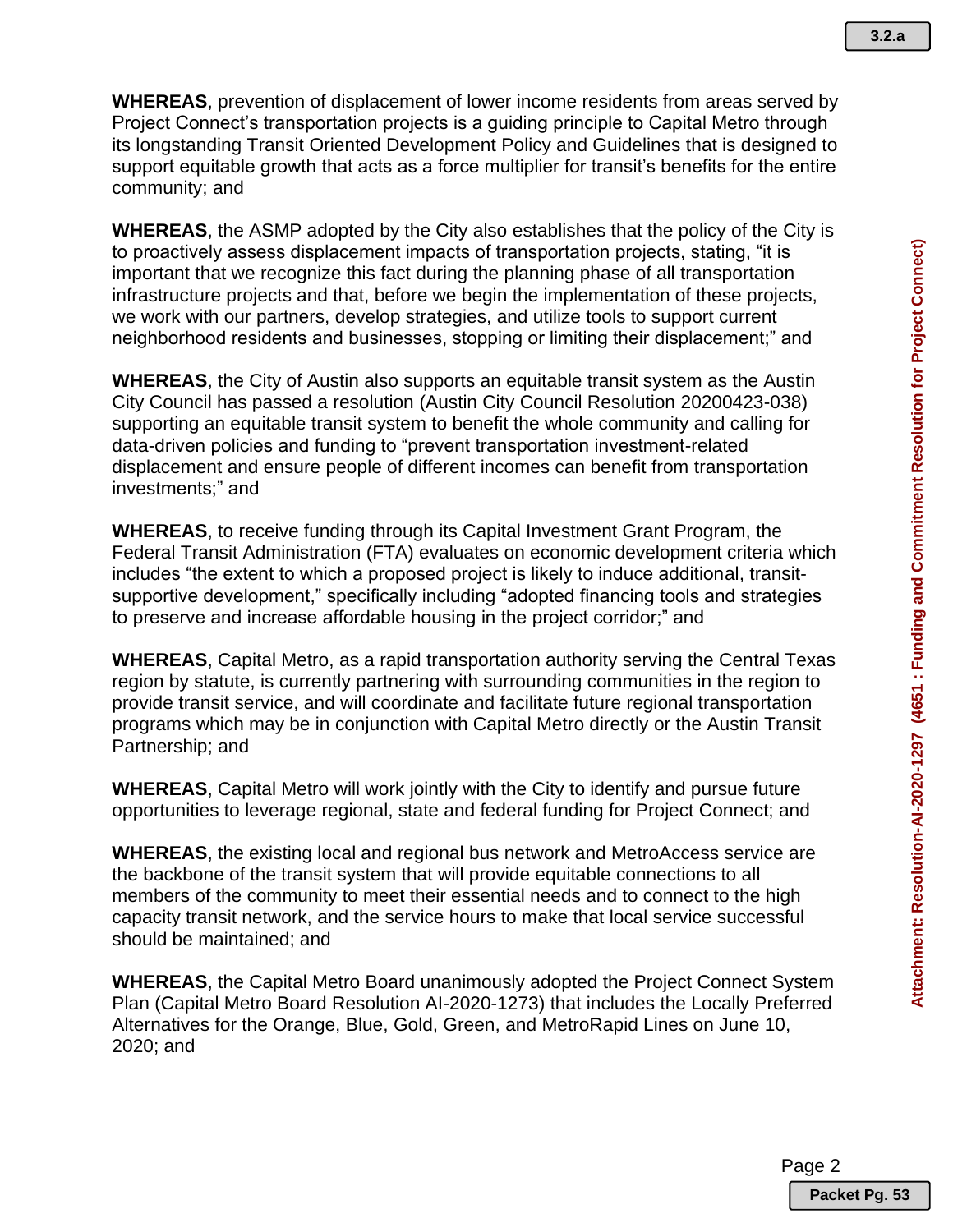**WHEREAS**, prevention of displacement of lower income residents from areas served by Project Connect's transportation projects is a guiding principle to Capital Metro through its longstanding Transit Oriented Development Policy and Guidelines that is designed to support equitable growth that acts as a force multiplier for transit's benefits for the entire community; and

**WHEREAS**, the ASMP adopted by the City also establishes that the policy of the City is to proactively assess displacement impacts of transportation projects, stating, "it is important that we recognize this fact during the planning phase of all transportation infrastructure projects and that, before we begin the implementation of these projects, we work with our partners, develop strategies, and utilize tools to support current neighborhood residents and businesses, stopping or limiting their displacement;" and

**WHEREAS**, the City of Austin also supports an equitable transit system as the Austin City Council has passed a resolution (Austin City Council Resolution 20200423-038) supporting an equitable transit system to benefit the whole community and calling for data-driven policies and funding to "prevent transportation investment-related displacement and ensure people of different incomes can benefit from transportation investments;" and

**WHEREAS**, to receive funding through its Capital Investment Grant Program, the Federal Transit Administration (FTA) evaluates on economic development criteria which includes "the extent to which a proposed project is likely to induce additional, transit-supportive development," specifically including "adopted financing tools and strategies to preserve and increase affordable housing in the project corridor;" and

**WHEREAS**, Capital Metro, as a rapid transportation authority serving the Central Texas region by statute, is currently partnering with surrounding communities in the region to provide transit service, and will coordinate and facilitate future regional transportation programs which may be in conjunction with Capital Metro directly or the Austin Transit Partnership; and

**WHEREAS**, Capital Metro will work jointly with the City to identify and pursue future opportunities to leverage regional, state and federal funding for Project Connect; and

**WHEREAS**, the existing local and regional bus network and MetroAccess service are the backbone of the transit system that will provide equitable connections to all members of the community to meet their essential needs and to connect to the high capacity transit network, and the service hours to make that local service successful should be maintained; and

**WHEREAS**, the Capital Metro Board unanimously adopted the Project Connect System Plan (Capital Metro Board Resolution AI-2020-1273) that includes the Locally Preferred Alternatives for the Orange, Blue, Gold, Green, and MetroRapid Lines on June 10, 2020; and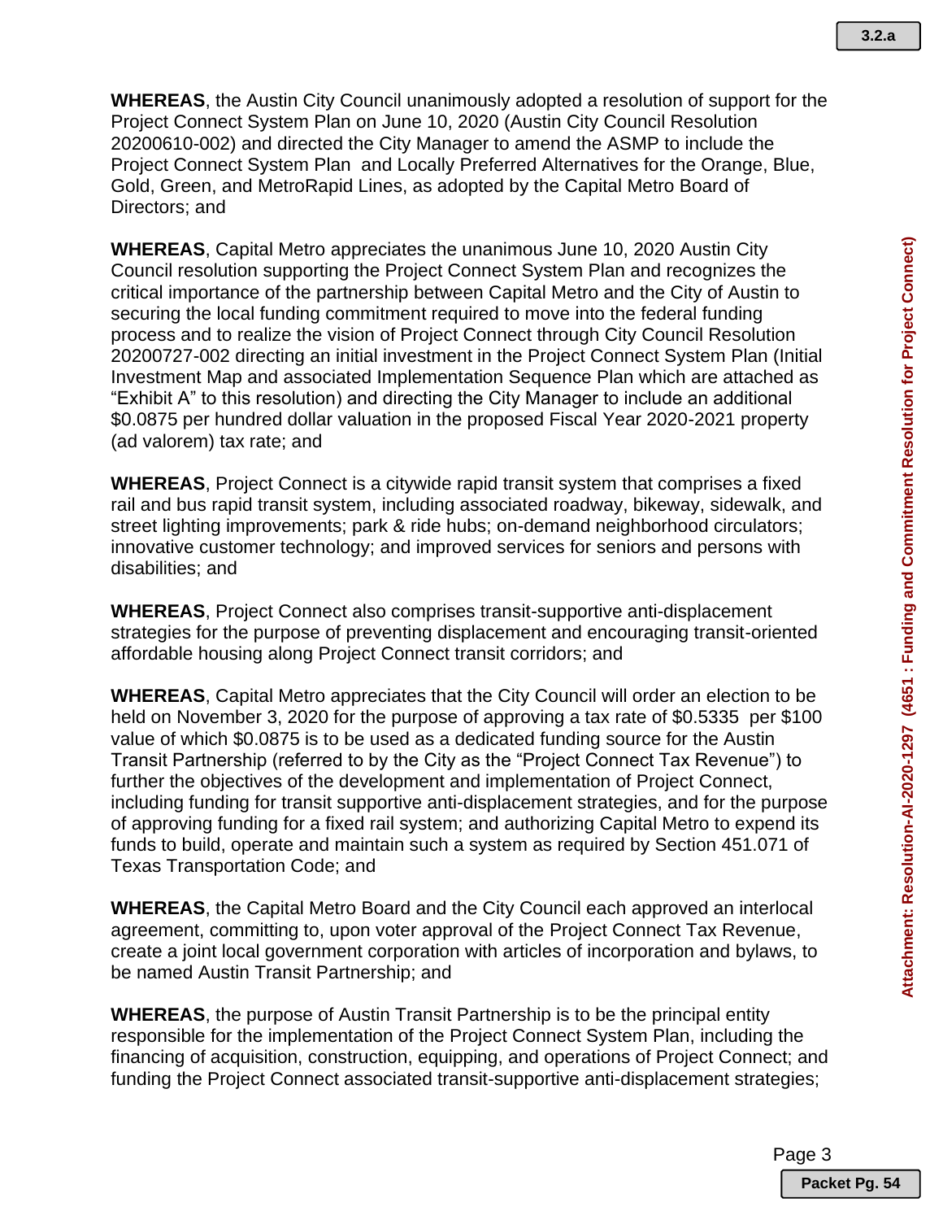**WHEREAS**, the Austin City Council unanimously adopted a resolution of support for the Project Connect System Plan on June 10, 2020 (Austin City Council Resolution 20200610-002) and directed the City Manager to amend the ASMP to include the Project Connect System Plan and Locally Preferred Alternatives for the Orange, Blue, Gold, Green, and MetroRapid Lines, as adopted by the Capital Metro Board of Directors; and

**WHEREAS**, Capital Metro appreciates the unanimous June 10, 2020 Austin City Council resolution supporting the Project Connect System Plan and recognizes the critical importance of the partnership between Capital Metro and the City of Austin to securing the local funding commitment required to move into the federal funding process and to realize the vision of Project Connect through City Council Resolution 20200727-002 directing an initial investment in the Project Connect System Plan (Initial Investment Map and associated Implementation Sequence Plan which are attached as "Exhibit A" to this resolution) and directing the City Manager to include an additional $0.0875 per hundred dollar valuation in the proposed Fiscal Year 2020-2021 property (ad valorem) tax rate; and

**WHEREAS**, Project Connect is a citywide rapid transit system that comprises a fixed rail and bus rapid transit system, including associated roadway, bikeway, sidewalk, and street lighting improvements; park & ride hubs; on-demand neighborhood circulators; innovative customer technology; and improved services for seniors and persons with disabilities; and

**WHEREAS**, Project Connect also comprises transit-supportive anti-displacement strategies for the purpose of preventing displacement and encouraging transit-oriented affordable housing along Project Connect transit corridors; and

**WHEREAS**, Capital Metro appreciates that the City Council will order an election to be held on November 3, 2020 for the purpose of approving a tax rate of $0.5335 per $100 value of which $0.0875 is to be used as a dedicated funding source for the Austin Transit Partnership (referred to by the City as the "Project Connect Tax Revenue") to further the objectives of the development and implementation of Project Connect, including funding for transit supportive anti-displacement strategies, and for the purpose of approving funding for a fixed rail system; and authorizing Capital Metro to expend its funds to build, operate and maintain such a system as required by Section 451.071 of Texas Transportation Code; and

**WHEREAS**, the Capital Metro Board and the City Council each approved an interlocal agreement, committing to, upon voter approval of the Project Connect Tax Revenue, create a joint local government corporation with articles of incorporation and bylaws, to be named Austin Transit Partnership; and

**WHEREAS**, the purpose of Austin Transit Partnership is to be the principal entity responsible for the implementation of the Project Connect System Plan, including the financing of acquisition, construction, equipping, and operations of Project Connect; and funding the Project Connect associated transit-supportive anti-displacement strategies;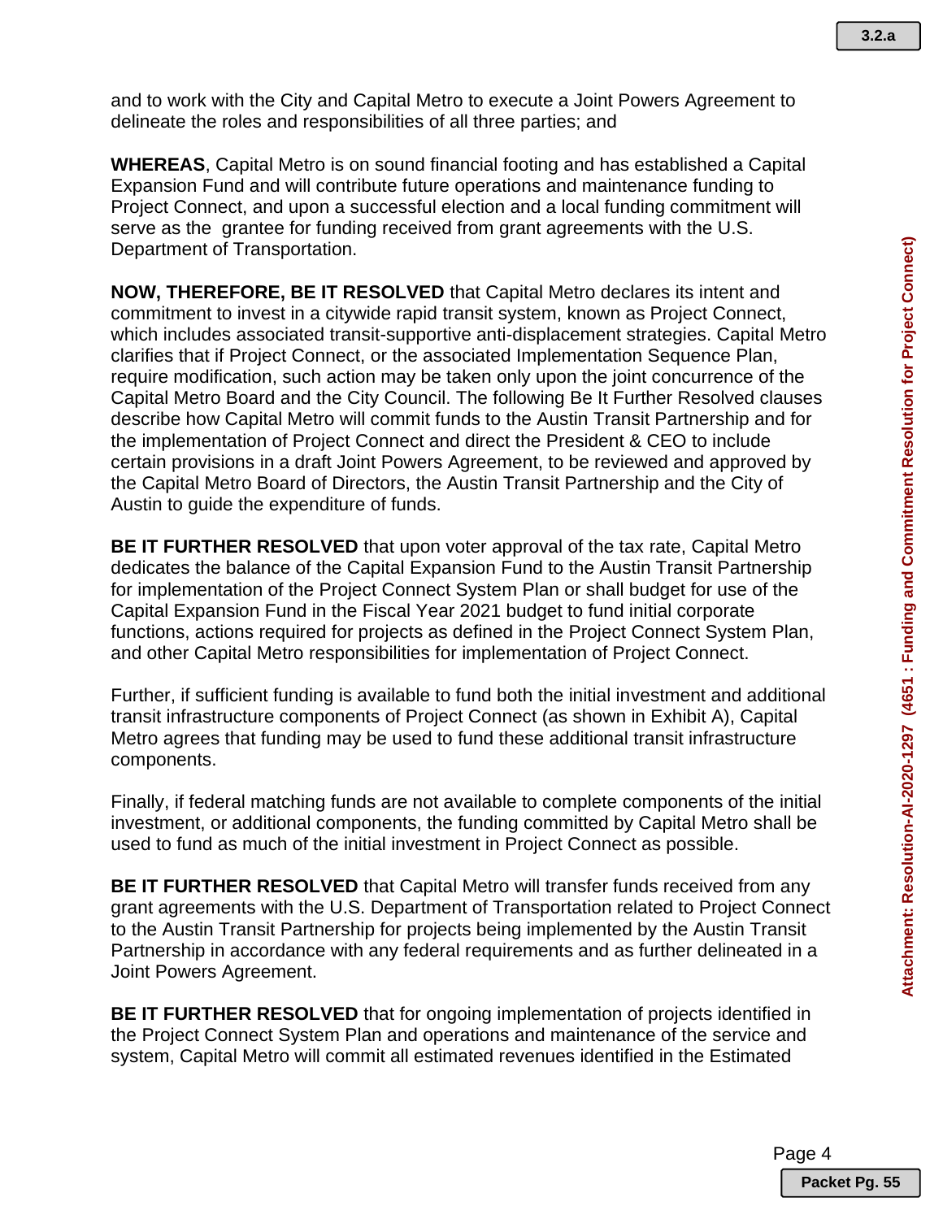and to work with the City and Capital Metro to execute a Joint Powers Agreement to delineate the roles and responsibilities of all three parties; and

**WHEREAS**, Capital Metro is on sound financial footing and has established a Capital Expansion Fund and will contribute future operations and maintenance funding to Project Connect, and upon a successful election and a local funding commitment will serve as the grantee for funding received from grant agreements with the U.S. Department of Transportation.

**NOW, THEREFORE, BE IT RESOLVED** that Capital Metro declares its intent and commitment to invest in a citywide rapid transit system, known as Project Connect, which includes associated transit-supportive anti-displacement strategies. Capital Metro clarifies that if Project Connect, or the associated Implementation Sequence Plan, require modification, such action may be taken only upon the joint concurrence of the Capital Metro Board and the City Council. The following Be It Further Resolved clauses describe how Capital Metro will commit funds to the Austin Transit Partnership and for the implementation of Project Connect and direct the President & CEO to include certain provisions in a draft Joint Powers Agreement, to be reviewed and approved by the Capital Metro Board of Directors, the Austin Transit Partnership and the City of Austin to guide the expenditure of funds.

**BE IT FURTHER RESOLVED** that upon voter approval of the tax rate, Capital Metro dedicates the balance of the Capital Expansion Fund to the Austin Transit Partnership for implementation of the Project Connect System Plan or shall budget for use of the Capital Expansion Fund in the Fiscal Year 2021 budget to fund initial corporate functions, actions required for projects as defined in the Project Connect System Plan, and other Capital Metro responsibilities for implementation of Project Connect.

Further, if sufficient funding is available to fund both the initial investment and additional transit infrastructure components of Project Connect (as shown in Exhibit A), Capital Metro agrees that funding may be used to fund these additional transit infrastructure components.

Finally, if federal matching funds are not available to complete components of the initial investment, or additional components, the funding committed by Capital Metro shall be used to fund as much of the initial investment in Project Connect as possible.

**BE IT FURTHER RESOLVED** that Capital Metro will transfer funds received from any grant agreements with the U.S. Department of Transportation related to Project Connect to the Austin Transit Partnership for projects being implemented by the Austin Transit Partnership in accordance with any federal requirements and as further delineated in a Joint Powers Agreement.

**BE IT FURTHER RESOLVED** that for ongoing implementation of projects identified in the Project Connect System Plan and operations and maintenance of the service and system, Capital Metro will commit all estimated revenues identified in the Estimated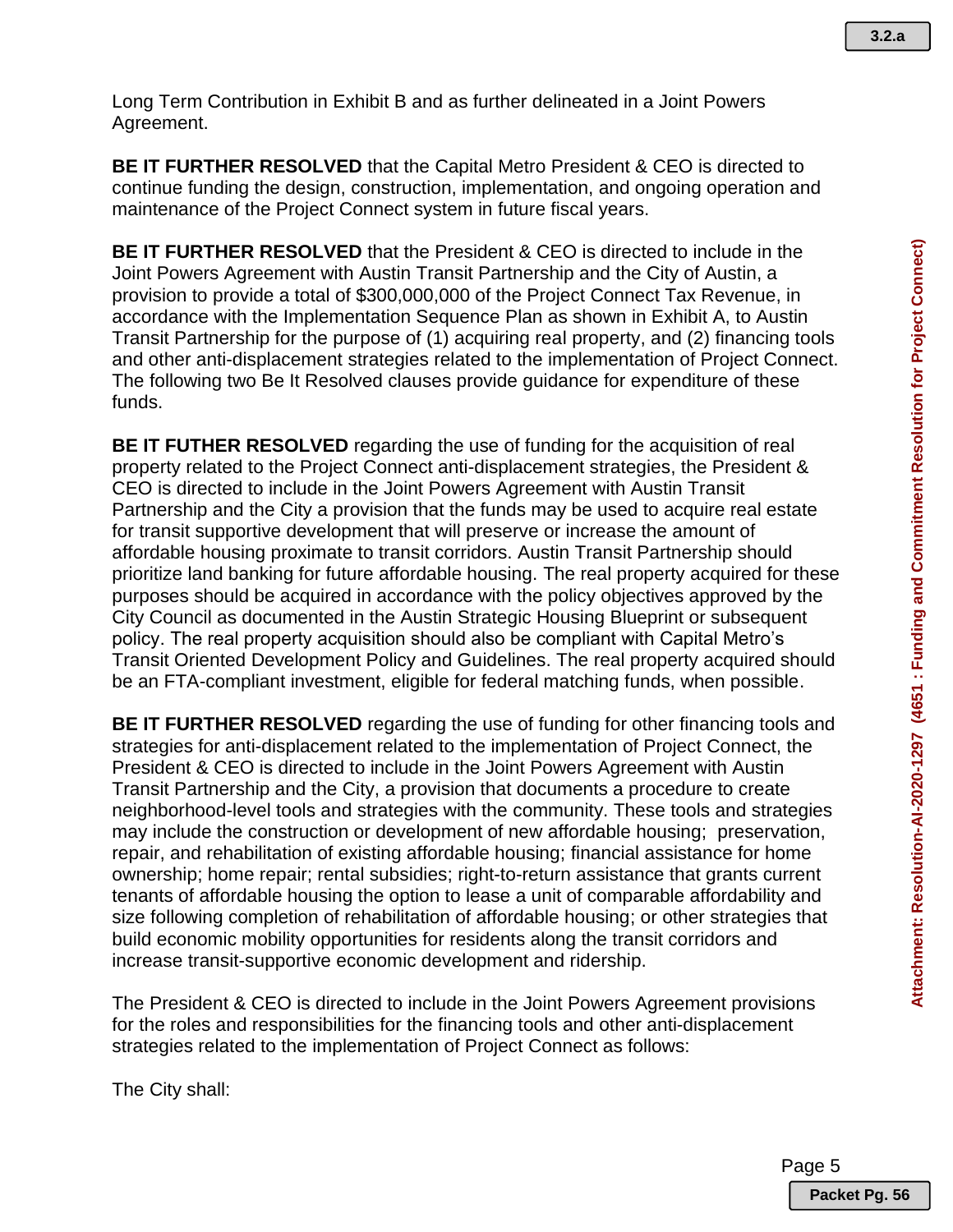Long Term Contribution in Exhibit B and as further delineated in a Joint Powers Agreement.

**BE IT FURTHER RESOLVED** that the Capital Metro President & CEO is directed to continue funding the design, construction, implementation, and ongoing operation and maintenance of the Project Connect system in future fiscal years.

**BE IT FURTHER RESOLVED** that the President & CEO is directed to include in the Joint Powers Agreement with Austin Transit Partnership and the City of Austin, a provision to provide a total of $300,000,000 of the Project Connect Tax Revenue, in accordance with the Implementation Sequence Plan as shown in Exhibit A, to Austin Transit Partnership for the purpose of (1) acquiring real property, and (2) financing tools and other anti-displacement strategies related to the implementation of Project Connect. The following two Be It Resolved clauses provide guidance for expenditure of these funds.

**BE IT FUTHER RESOLVED** regarding the use of funding for the acquisition of real property related to the Project Connect anti-displacement strategies, the President & CEO is directed to include in the Joint Powers Agreement with Austin Transit Partnership and the City a provision that the funds may be used to acquire real estate for transit supportive development that will preserve or increase the amount of affordable housing proximate to transit corridors. Austin Transit Partnership should prioritize land banking for future affordable housing. The real property acquired for these purposes should be acquired in accordance with the policy objectives approved by the City Council as documented in the Austin Strategic Housing Blueprint or subsequent policy. The real property acquisition should also be compliant with Capital Metro's Transit Oriented Development Policy and Guidelines. The real property acquired should be an FTA-compliant investment, eligible for federal matching funds, when possible.

**BE IT FURTHER RESOLVED** regarding the use of funding for other financing tools and strategies for anti-displacement related to the implementation of Project Connect, the President & CEO is directed to include in the Joint Powers Agreement with Austin Transit Partnership and the City, a provision that documents a procedure to create neighborhood-level tools and strategies with the community. These tools and strategies may include the construction or development of new affordable housing; preservation, repair, and rehabilitation of existing affordable housing; financial assistance for home ownership; home repair; rental subsidies; right-to-return assistance that grants current tenants of affordable housing the option to lease a unit of comparable affordability and size following completion of rehabilitation of affordable housing; or other strategies that build economic mobility opportunities for residents along the transit corridors and increase transit-supportive economic development and ridership.

The President & CEO is directed to include in the Joint Powers Agreement provisions for the roles and responsibilities for the financing tools and other anti-displacement strategies related to the implementation of Project Connect as follows:

The City shall: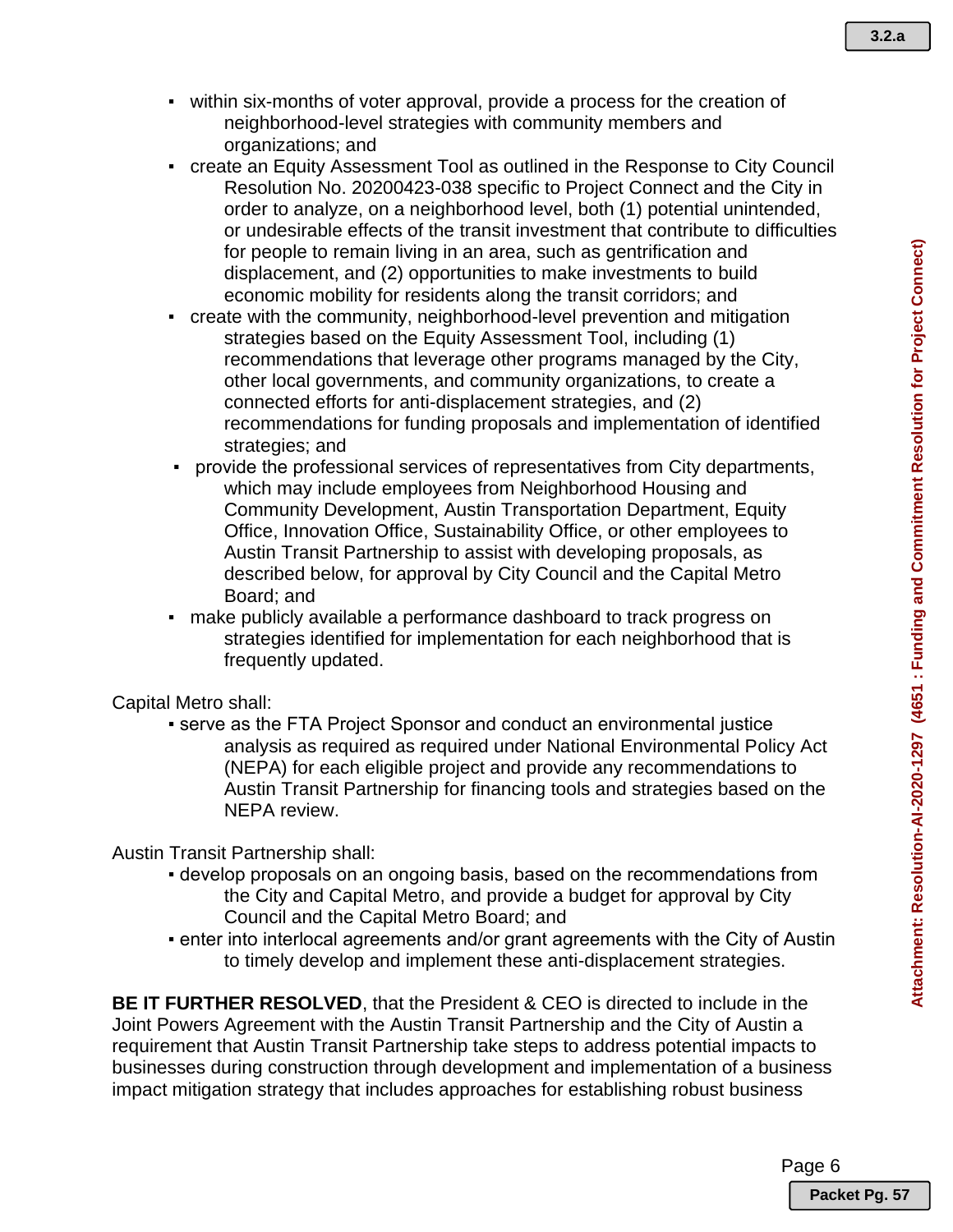- within six-months of voter approval, provide a process for the creation of neighborhood-level strategies with community members and organizations; and
- create an Equity Assessment Tool as outlined in the Response to City Council Resolution No. 20200423-038 specific to Project Connect and the City in order to analyze, on a neighborhood level, both (1) potential unintended, or undesirable effects of the transit investment that contribute to difficulties for people to remain living in an area, such as gentrification and displacement, and (2) opportunities to make investments to build economic mobility for residents along the transit corridors; and
- create with the community, neighborhood-level prevention and mitigation strategies based on the Equity Assessment Tool, including (1) recommendations that leverage other programs managed by the City, other local governments, and community organizations, to create a connected efforts for anti-displacement strategies, and (2) recommendations for funding proposals and implementation of identified strategies; and
- provide the professional services of representatives from City departments, which may include employees from Neighborhood Housing and Community Development, Austin Transportation Department, Equity Office, Innovation Office, Sustainability Office, or other employees to Austin Transit Partnership to assist with developing proposals, as described below, for approval by City Council and the Capital Metro Board; and
- make publicly available a performance dashboard to track progress on strategies identified for implementation for each neighborhood that is frequently updated.

Capital Metro shall:

- serve as the FTA Project Sponsor and conduct an environmental justice analysis as required as required under National Environmental Policy Act (NEPA) for each eligible project and provide any recommendations to Austin Transit Partnership for financing tools and strategies based on the NEPA review.

Austin Transit Partnership shall:

- develop proposals on an ongoing basis, based on the recommendations from the City and Capital Metro, and provide a budget for approval by City Council and the Capital Metro Board; and
- enter into interlocal agreements and/or grant agreements with the City of Austin to timely develop and implement these anti-displacement strategies.

**BE IT FURTHER RESOLVED**, that the President & CEO is directed to include in the Joint Powers Agreement with the Austin Transit Partnership and the City of Austin a requirement that Austin Transit Partnership take steps to address potential impacts to businesses during construction through development and implementation of a business impact mitigation strategy that includes approaches for establishing robust business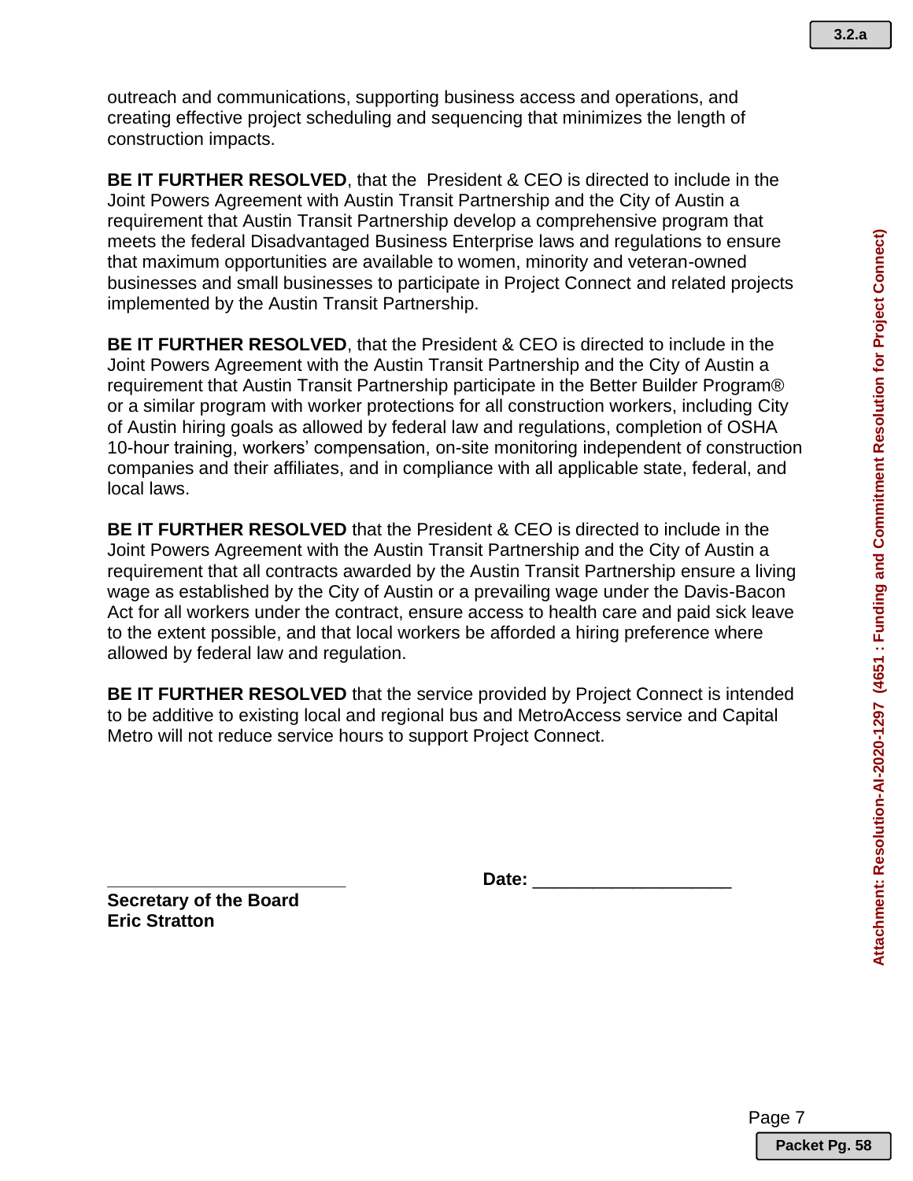outreach and communications, supporting business access and operations, and creating effective project scheduling and sequencing that minimizes the length of construction impacts.

**BE IT FURTHER RESOLVED**, that the President & CEO is directed to include in the Joint Powers Agreement with Austin Transit Partnership and the City of Austin a requirement that Austin Transit Partnership develop a comprehensive program that meets the federal Disadvantaged Business Enterprise laws and regulations to ensure that maximum opportunities are available to women, minority and veteran-owned businesses and small businesses to participate in Project Connect and related projects implemented by the Austin Transit Partnership.

**BE IT FURTHER RESOLVED**, that the President & CEO is directed to include in the Joint Powers Agreement with the Austin Transit Partnership and the City of Austin a requirement that Austin Transit Partnership participate in the Better Builder Program® or a similar program with worker protections for all construction workers, including City of Austin hiring goals as allowed by federal law and regulations, completion of OSHA 10-hour training, workers' compensation, on-site monitoring independent of construction companies and their affiliates, and in compliance with all applicable state, federal, and local laws.

**BE IT FURTHER RESOLVED** that the President & CEO is directed to include in the Joint Powers Agreement with the Austin Transit Partnership and the City of Austin a requirement that all contracts awarded by the Austin Transit Partnership ensure a living wage as established by the City of Austin or a prevailing wage under the Davis-Bacon Act for all workers under the contract, ensure access to health care and paid sick leave to the extent possible, and that local workers be afforded a hiring preference where allowed by federal law and regulation.

**BE IT FURTHER RESOLVED** that the service provided by Project Connect is intended to be additive to existing local and regional bus and MetroAccess service and Capital Metro will not reduce service hours to support Project Connect.

________________________ **Date:** ____________________

**Secretary of the Board**
**Eric Stratton**